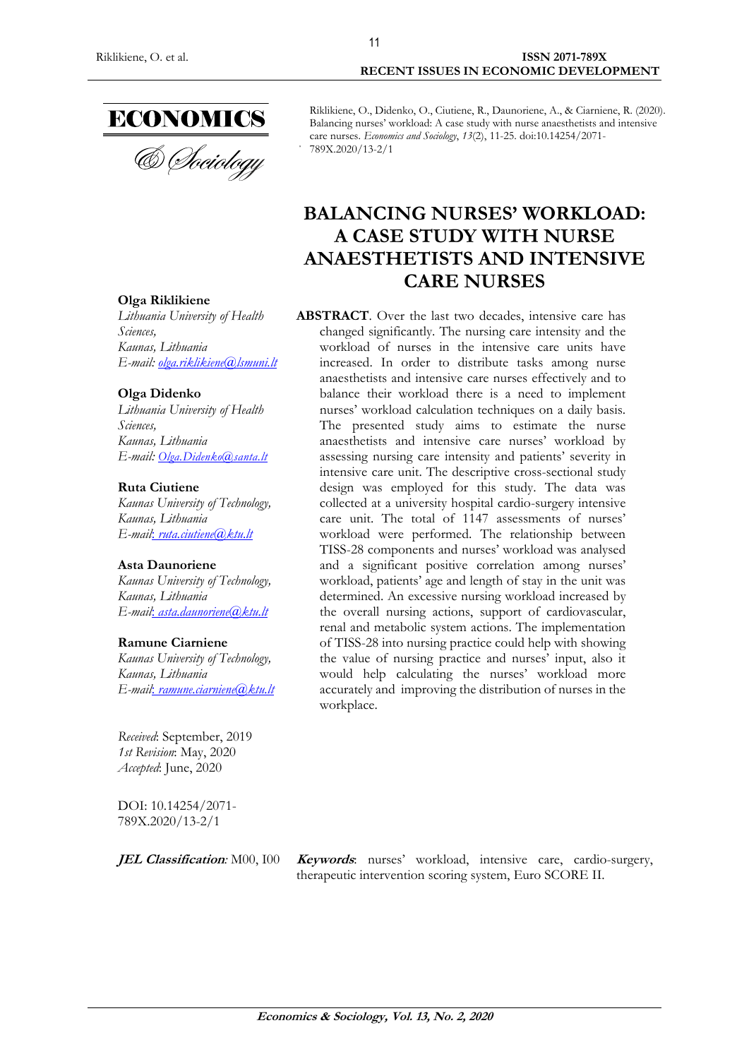Riklikiene, O., Didenko, O., Ciutiene, R., Daunoriene, A., & Ciarniene, R. (2020). Balancing nurses' workload: A case study with nurse anaesthetists and intensive care nurses. *Economics and Sociology*, *13*(2), 11-25. doi:10.14254/2071-789X.2020/13-2/1

# BALANCING NURSES' WORKLOAD: A CASE STUDY WITH NURSE ANAESTHETISTS AND INTENSIVE CARE NURSES

**Olga Riklikiene**
*Lithuania University of Health Sciences,*
*Kaunas, Lithuania*
*E-mail: olga.riklikiene@lsmuni.lt*

**Olga Didenko**
*Lithuania University of Health Sciences,*
*Kaunas, Lithuania*
*E-mail: Olga.Didenko@santa.lt*

**Ruta Ciutiene**
*Kaunas University of Technology,*
*Kaunas, Lithuania*
*E-mail: ruta.ciutiene@ktu.lt*

**Asta Daunoriene**
*Kaunas University of Technology,*
*Kaunas, Lithuania*
*E-mail: asta.daunoriene@ktu.lt*

**Ramune Ciarniene**
*Kaunas University of Technology,*
*Kaunas, Lithuania*
*E-mail: ramune.ciarniene@ktu.lt*

**ABSTRACT**. Over the last two decades, intensive care has changed significantly. The nursing care intensity and the workload of nurses in the intensive care units have increased. In order to distribute tasks among nurse anaesthetists and intensive care nurses effectively and to balance their workload there is a need to implement nurses' workload calculation techniques on a daily basis. The presented study aims to estimate the nurse anaesthetists and intensive care nurses' workload by assessing nursing care intensity and patients' severity in intensive care unit. The descriptive cross-sectional study design was employed for this study. The data was collected at a university hospital cardio-surgery intensive care unit. The total of 1147 assessments of nurses' workload were performed. The relationship between TISS-28 components and nurses' workload was analysed and a significant positive correlation among nurses' workload, patients' age and length of stay in the unit was determined. An excessive nursing workload increased by the overall nursing actions, support of cardiovascular, renal and metabolic system actions. The implementation of TISS-28 into nursing practice could help with showing the value of nursing practice and nurses' input, also it would help calculating the nurses' workload more accurately and improving the distribution of nurses in the workplace.

*Received*: September, 2019
*1st Revision*: May, 2020
*Accepted*: June, 2020

DOI: 10.14254/2071-789X.2020/13-2/1

***JEL Classification**:* M00, I00

***Keywords***: nurses' workload, intensive care, cardio-surgery, therapeutic intervention scoring system, Euro SCORE II.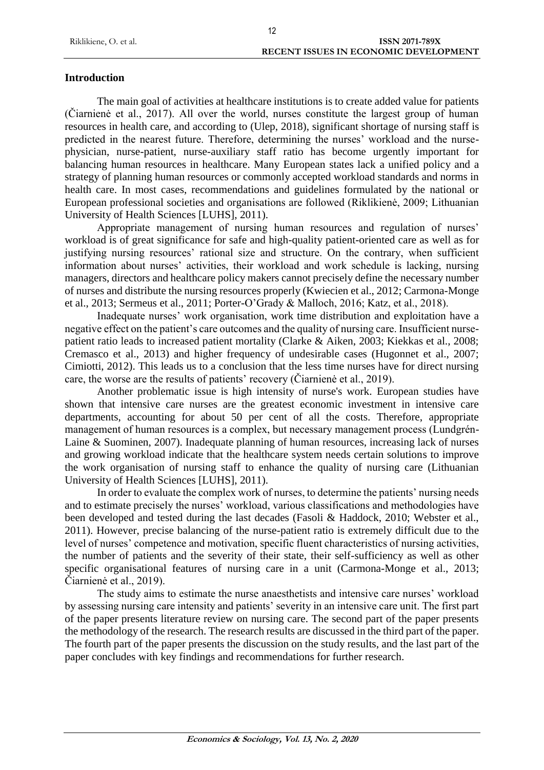## Introduction

The main goal of activities at healthcare institutions is to create added value for patients (Čiarnienė et al., 2017). All over the world, nurses constitute the largest group of human resources in health care, and according to (Ulep, 2018), significant shortage of nursing staff is predicted in the nearest future. Therefore, determining the nurses' workload and the nurse-physician, nurse-patient, nurse-auxiliary staff ratio has become urgently important for balancing human resources in healthcare. Many European states lack a unified policy and a strategy of planning human resources or commonly accepted workload standards and norms in health care. In most cases, recommendations and guidelines formulated by the national or European professional societies and organisations are followed (Riklikienė, 2009; Lithuanian University of Health Sciences [LUHS], 2011).

Appropriate management of nursing human resources and regulation of nurses' workload is of great significance for safe and high-quality patient-oriented care as well as for justifying nursing resources' rational size and structure. On the contrary, when sufficient information about nurses' activities, their workload and work schedule is lacking, nursing managers, directors and healthcare policy makers cannot precisely define the necessary number of nurses and distribute the nursing resources properly (Kwiecien et al., 2012; Carmona-Monge et al., 2013; Sermeus et al., 2011; Porter-O'Grady & Malloch, 2016; Katz, et al., 2018).

Inadequate nurses' work organisation, work time distribution and exploitation have a negative effect on the patient's care outcomes and the quality of nursing care. Insufficient nurse-patient ratio leads to increased patient mortality (Clarke & Aiken, 2003; Kiekkas et al., 2008; Cremasco et al., 2013) and higher frequency of undesirable cases (Hugonnet et al., 2007; Cimiotti, 2012). This leads us to a conclusion that the less time nurses have for direct nursing care, the worse are the results of patients' recovery (Čiarnienė et al., 2019).

Another problematic issue is high intensity of nurse's work. European studies have shown that intensive care nurses are the greatest economic investment in intensive care departments, accounting for about 50 per cent of all the costs. Therefore, appropriate management of human resources is a complex, but necessary management process (Lundgrén-Laine & Suominen, 2007). Inadequate planning of human resources, increasing lack of nurses and growing workload indicate that the healthcare system needs certain solutions to improve the work organisation of nursing staff to enhance the quality of nursing care (Lithuanian University of Health Sciences [LUHS], 2011).

In order to evaluate the complex work of nurses, to determine the patients' nursing needs and to estimate precisely the nurses' workload, various classifications and methodologies have been developed and tested during the last decades (Fasoli & Haddock, 2010; Webster et al., 2011). However, precise balancing of the nurse-patient ratio is extremely difficult due to the level of nurses' competence and motivation, specific fluent characteristics of nursing activities, the number of patients and the severity of their state, their self-sufficiency as well as other specific organisational features of nursing care in a unit (Carmona-Monge et al., 2013; Čiarnienė et al., 2019).

The study aims to estimate the nurse anaesthetists and intensive care nurses' workload by assessing nursing care intensity and patients' severity in an intensive care unit. The first part of the paper presents literature review on nursing care. The second part of the paper presents the methodology of the research. The research results are discussed in the third part of the paper. The fourth part of the paper presents the discussion on the study results, and the last part of the paper concludes with key findings and recommendations for further research.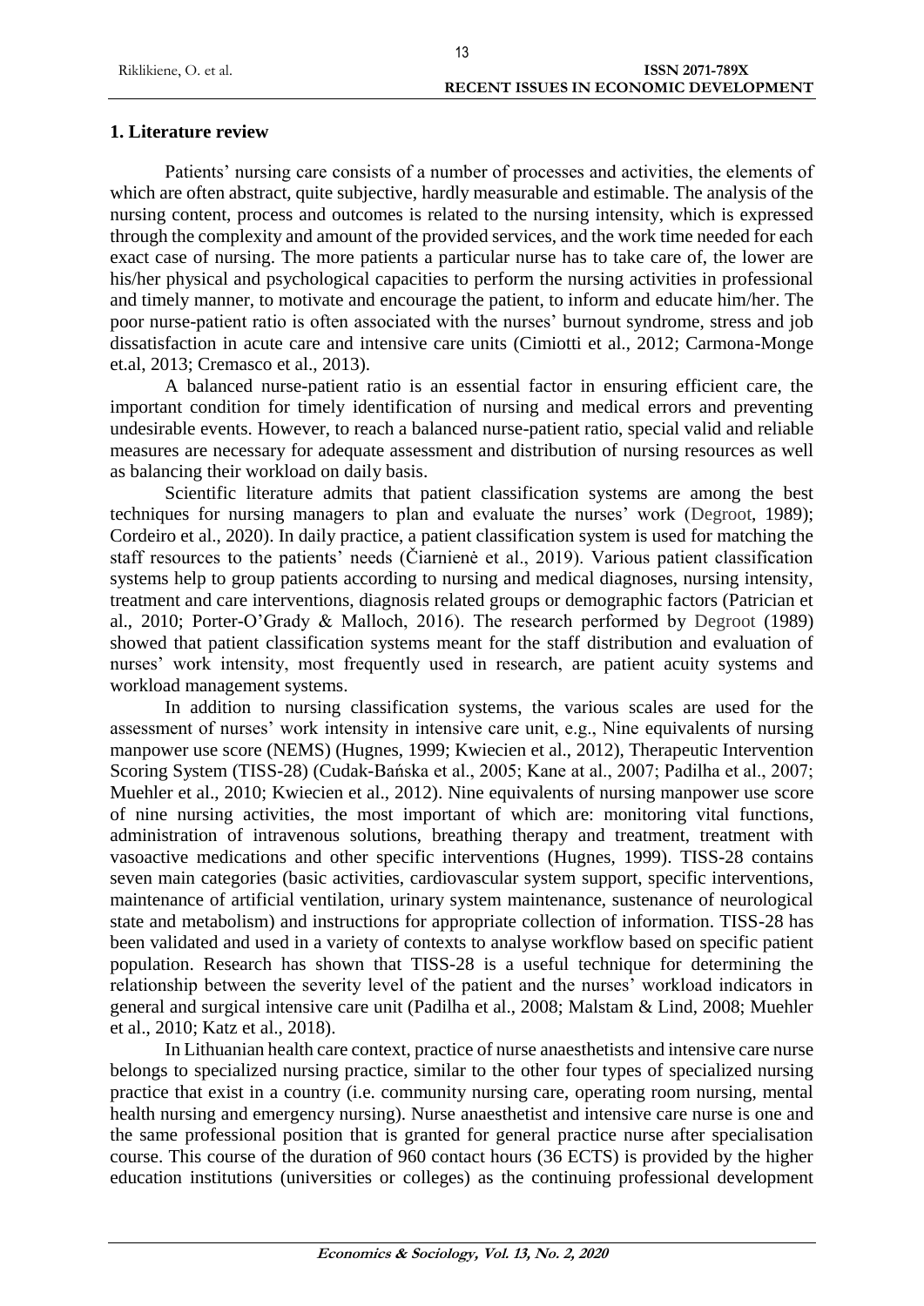## 1. Literature review

Patients' nursing care consists of a number of processes and activities, the elements of which are often abstract, quite subjective, hardly measurable and estimable. The analysis of the nursing content, process and outcomes is related to the nursing intensity, which is expressed through the complexity and amount of the provided services, and the work time needed for each exact case of nursing. The more patients a particular nurse has to take care of, the lower are his/her physical and psychological capacities to perform the nursing activities in professional and timely manner, to motivate and encourage the patient, to inform and educate him/her. The poor nurse-patient ratio is often associated with the nurses' burnout syndrome, stress and job dissatisfaction in acute care and intensive care units (Cimiotti et al., 2012; Carmona-Monge et.al, 2013; Cremasco et al., 2013).

A balanced nurse-patient ratio is an essential factor in ensuring efficient care, the important condition for timely identification of nursing and medical errors and preventing undesirable events. However, to reach a balanced nurse-patient ratio, special valid and reliable measures are necessary for adequate assessment and distribution of nursing resources as well as balancing their workload on daily basis.

Scientific literature admits that patient classification systems are among the best techniques for nursing managers to plan and evaluate the nurses' work (Degroot, 1989); Cordeiro et al., 2020). In daily practice, a patient classification system is used for matching the staff resources to the patients' needs (Čiarnienė et al., 2019). Various patient classification systems help to group patients according to nursing and medical diagnoses, nursing intensity, treatment and care interventions, diagnosis related groups or demographic factors (Patrician et al., 2010; Porter-O'Grady & Malloch, 2016). The research performed by Degroot (1989) showed that patient classification systems meant for the staff distribution and evaluation of nurses' work intensity, most frequently used in research, are patient acuity systems and workload management systems.

In addition to nursing classification systems, the various scales are used for the assessment of nurses' work intensity in intensive care unit, e.g., Nine equivalents of nursing manpower use score (NEMS) (Hugnes, 1999; Kwiecien et al., 2012), Therapeutic Intervention Scoring System (TISS-28) (Cudak-Bańska et al., 2005; Kane at al., 2007; Padilha et al., 2007; Muehler et al., 2010; Kwiecien et al., 2012). Nine equivalents of nursing manpower use score of nine nursing activities, the most important of which are: monitoring vital functions, administration of intravenous solutions, breathing therapy and treatment, treatment with vasoactive medications and other specific interventions (Hugnes, 1999). TISS-28 contains seven main categories (basic activities, cardiovascular system support, specific interventions, maintenance of artificial ventilation, urinary system maintenance, sustenance of neurological state and metabolism) and instructions for appropriate collection of information. TISS-28 has been validated and used in a variety of contexts to analyse workflow based on specific patient population. Research has shown that TISS-28 is a useful technique for determining the relationship between the severity level of the patient and the nurses' workload indicators in general and surgical intensive care unit (Padilha et al., 2008; Malstam & Lind, 2008; Muehler et al., 2010; Katz et al., 2018).

In Lithuanian health care context, practice of nurse anaesthetists and intensive care nurse belongs to specialized nursing practice, similar to the other four types of specialized nursing practice that exist in a country (i.e. community nursing care, operating room nursing, mental health nursing and emergency nursing). Nurse anaesthetist and intensive care nurse is one and the same professional position that is granted for general practice nurse after specialisation course. This course of the duration of 960 contact hours (36 ECTS) is provided by the higher education institutions (universities or colleges) as the continuing professional development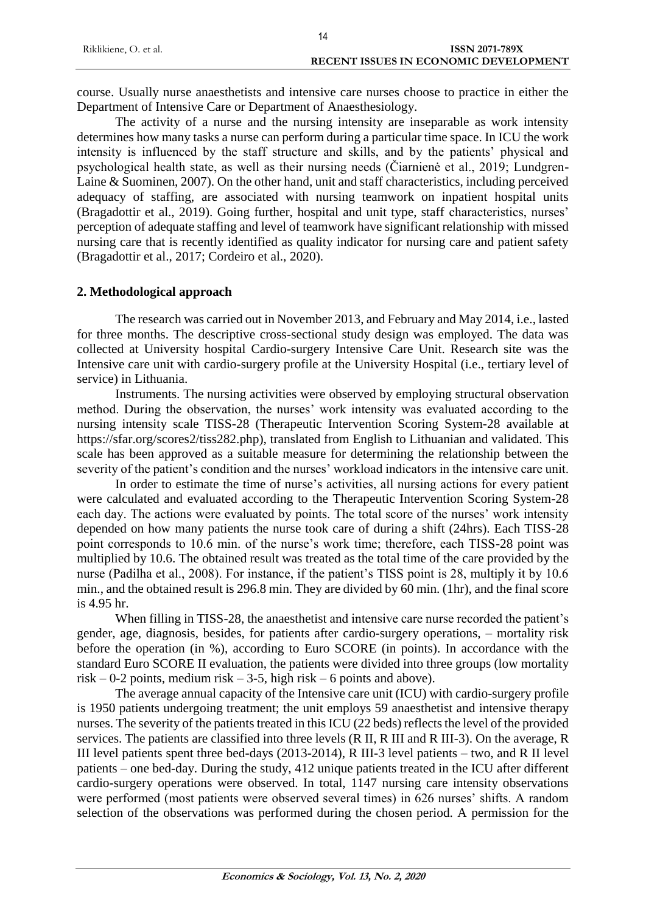course. Usually nurse anaesthetists and intensive care nurses choose to practice in either the Department of Intensive Care or Department of Anaesthesiology.

The activity of a nurse and the nursing intensity are inseparable as work intensity determines how many tasks a nurse can perform during a particular time space. In ICU the work intensity is influenced by the staff structure and skills, and by the patients' physical and psychological health state, as well as their nursing needs (Čiarnienė et al., 2019; Lundgren-Laine & Suominen, 2007). On the other hand, unit and staff characteristics, including perceived adequacy of staffing, are associated with nursing teamwork on inpatient hospital units (Bragadottir et al., 2019). Going further, hospital and unit type, staff characteristics, nurses' perception of adequate staffing and level of teamwork have significant relationship with missed nursing care that is recently identified as quality indicator for nursing care and patient safety (Bragadottir et al., 2017; Cordeiro et al., 2020).

## 2. Methodological approach

The research was carried out in November 2013, and February and May 2014, i.e., lasted for three months. The descriptive cross-sectional study design was employed. The data was collected at University hospital Cardio-surgery Intensive Care Unit. Research site was the Intensive care unit with cardio-surgery profile at the University Hospital (i.e., tertiary level of service) in Lithuania.

Instruments. The nursing activities were observed by employing structural observation method. During the observation, the nurses' work intensity was evaluated according to the nursing intensity scale TISS-28 (Therapeutic Intervention Scoring System-28 available at https://sfar.org/scores2/tiss282.php), translated from English to Lithuanian and validated. This scale has been approved as a suitable measure for determining the relationship between the severity of the patient's condition and the nurses' workload indicators in the intensive care unit.

In order to estimate the time of nurse's activities, all nursing actions for every patient were calculated and evaluated according to the Therapeutic Intervention Scoring System-28 each day. The actions were evaluated by points. The total score of the nurses' work intensity depended on how many patients the nurse took care of during a shift (24hrs). Each TISS-28 point corresponds to 10.6 min. of the nurse's work time; therefore, each TISS-28 point was multiplied by 10.6. The obtained result was treated as the total time of the care provided by the nurse (Padilha et al., 2008). For instance, if the patient's TISS point is 28, multiply it by 10.6 min., and the obtained result is 296.8 min. They are divided by 60 min. (1hr), and the final score is 4.95 hr.

When filling in TISS-28, the anaesthetist and intensive care nurse recorded the patient's gender, age, diagnosis, besides, for patients after cardio-surgery operations, – mortality risk before the operation (in %), according to Euro SCORE (in points). In accordance with the standard Euro SCORE II evaluation, the patients were divided into three groups (low mortality risk – 0-2 points, medium risk – 3-5, high risk – 6 points and above).

The average annual capacity of the Intensive care unit (ICU) with cardio-surgery profile is 1950 patients undergoing treatment; the unit employs 59 anaesthetist and intensive therapy nurses. The severity of the patients treated in this ICU (22 beds) reflects the level of the provided services. The patients are classified into three levels (R II, R III and R III-3). On the average, R III level patients spent three bed-days (2013-2014), R III-3 level patients – two, and R II level patients – one bed-day. During the study, 412 unique patients treated in the ICU after different cardio-surgery operations were observed. In total, 1147 nursing care intensity observations were performed (most patients were observed several times) in 626 nurses' shifts. A random selection of the observations was performed during the chosen period. A permission for the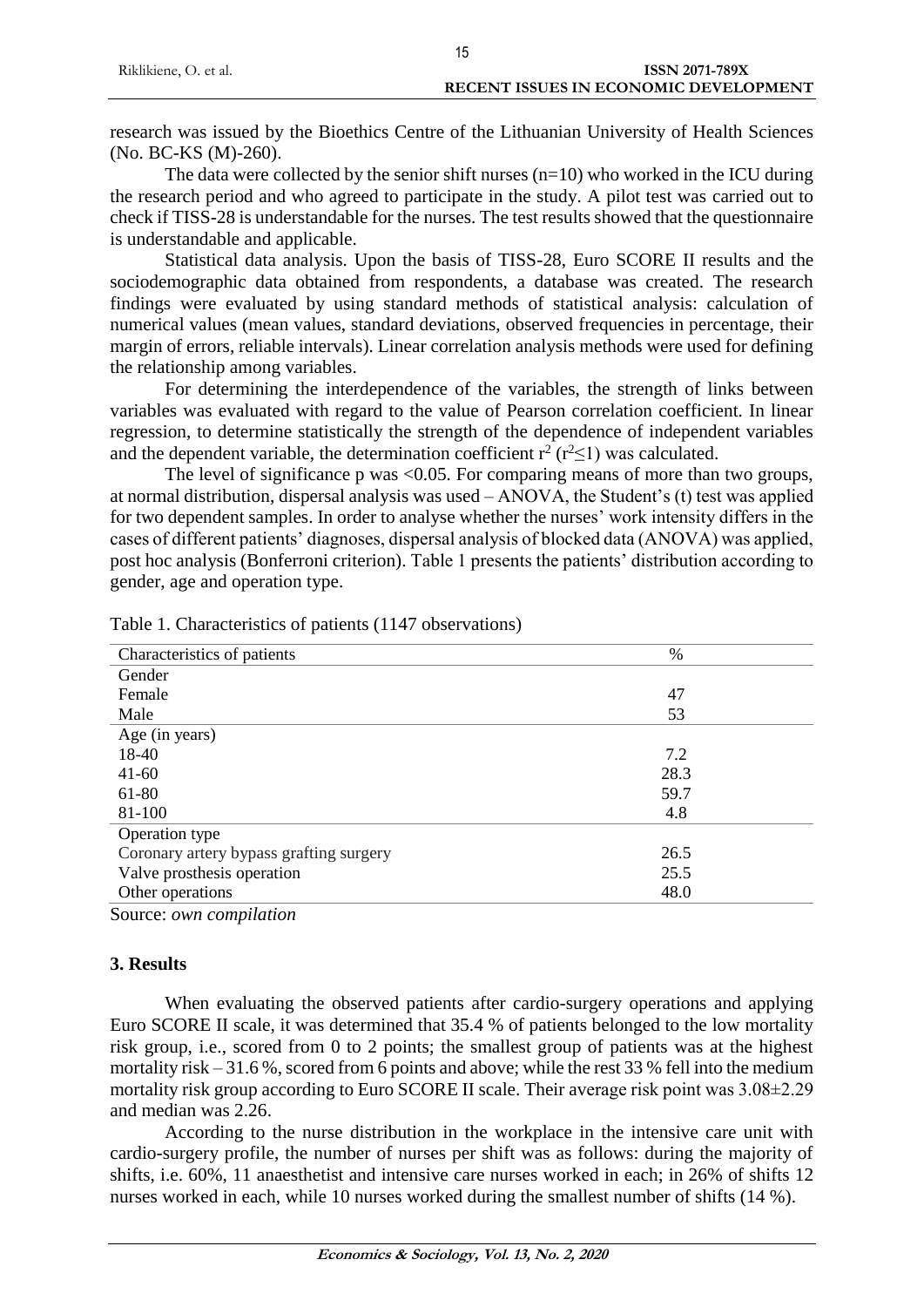research was issued by the Bioethics Centre of the Lithuanian University of Health Sciences (No. BC-KS (M)-260).

The data were collected by the senior shift nurses (n=10) who worked in the ICU during the research period and who agreed to participate in the study. A pilot test was carried out to check if TISS-28 is understandable for the nurses. The test results showed that the questionnaire is understandable and applicable.

Statistical data analysis. Upon the basis of TISS-28, Euro SCORE II results and the sociodemographic data obtained from respondents, a database was created. The research findings were evaluated by using standard methods of statistical analysis: calculation of numerical values (mean values, standard deviations, observed frequencies in percentage, their margin of errors, reliable intervals). Linear correlation analysis methods were used for defining the relationship among variables.

For determining the interdependence of the variables, the strength of links between variables was evaluated with regard to the value of Pearson correlation coefficient. In linear regression, to determine statistically the strength of the dependence of independent variables and the dependent variable, the determination coefficient $r^2$ ($r^2 \leq 1$) was calculated.

The level of significance p was $<0.05$. For comparing means of more than two groups, at normal distribution, dispersal analysis was used – ANOVA, the Student's (t) test was applied for two dependent samples. In order to analyse whether the nurses' work intensity differs in the cases of different patients' diagnoses, dispersal analysis of blocked data (ANOVA) was applied, post hoc analysis (Bonferroni criterion). Table 1 presents the patients' distribution according to gender, age and operation type.

Table 1. Characteristics of patients (1147 observations)

| Characteristics of patients | % |
|---|---|
| Gender | |
| Female | 47 |
| Male | 53 |
| Age (in years) | |
| 18-40 | 7.2 |
| 41-60 | 28.3 |
| 61-80 | 59.7 |
| 81-100 | 4.8 |
| Operation type | |
| Coronary artery bypass grafting surgery | 26.5 |
| Valve prosthesis operation | 25.5 |
| Other operations | 48.0 |

Source: *own compilation*

## 3. Results

When evaluating the observed patients after cardio-surgery operations and applying Euro SCORE II scale, it was determined that 35.4 % of patients belonged to the low mortality risk group, i.e., scored from 0 to 2 points; the smallest group of patients was at the highest mortality risk – 31.6 %, scored from 6 points and above; while the rest 33 % fell into the medium mortality risk group according to Euro SCORE II scale. Their average risk point was 3.08±2.29 and median was 2.26.

According to the nurse distribution in the workplace in the intensive care unit with cardio-surgery profile, the number of nurses per shift was as follows: during the majority of shifts, i.e. 60%, 11 anaesthetist and intensive care nurses worked in each; in 26% of shifts 12 nurses worked in each, while 10 nurses worked during the smallest number of shifts (14 %).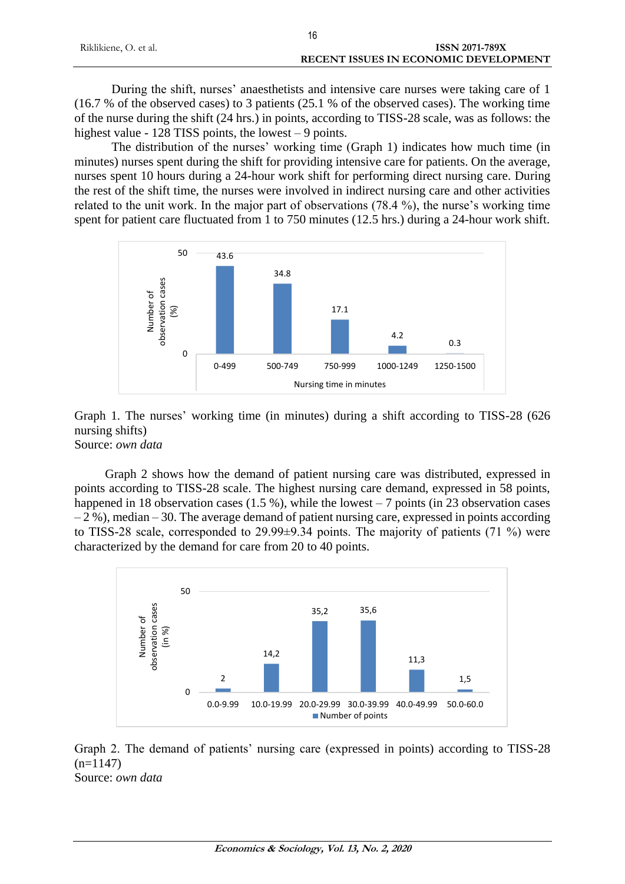During the shift, nurses' anaesthetists and intensive care nurses were taking care of 1 (16.7 % of the observed cases) to 3 patients (25.1 % of the observed cases). The working time of the nurse during the shift (24 hrs.) in points, according to TISS-28 scale, was as follows: the highest value - 128 TISS points, the lowest – 9 points.

The distribution of the nurses' working time (Graph 1) indicates how much time (in minutes) nurses spent during the shift for providing intensive care for patients. On the average, nurses spent 10 hours during a 24-hour work shift for performing direct nursing care. During the rest of the shift time, the nurses were involved in indirect nursing care and other activities related to the unit work. In the major part of observations (78.4 %), the nurse's working time spent for patient care fluctuated from 1 to 750 minutes (12.5 hrs.) during a 24-hour work shift.

| Nursing time in minutes | Number of observation cases (%) |
|---|---|
| 0-499 | 43.6 |
| 500-749 | 34.8 |
| 750-999 | 17.1 |
| 1000-1249 | 4.2 |
| 1250-1500 | 0.3 |

Graph 1. The nurses' working time (in minutes) during a shift according to TISS-28 (626 nursing shifts)
Source: *own data*

Graph 2 shows how the demand of patient nursing care was distributed, expressed in points according to TISS-28 scale. The highest nursing care demand, expressed in 58 points, happened in 18 observation cases (1.5 %), while the lowest – 7 points (in 23 observation cases – 2 %), median – 30. The average demand of patient nursing care, expressed in points according to TISS-28 scale, corresponded to 29.99±9.34 points. The majority of patients (71 %) were characterized by the demand for care from 20 to 40 points.

| Number of points | Number of observation cases (in %) |
|---|---|
| 0.0-9.99 | 2 |
| 10.0-19.99 | 14,2 |
| 20.0-29.99 | 35,2 |
| 30.0-39.99 | 35,6 |
| 40.0-49.99 | 11,3 |
| 50.0-60.0 | 1,5 |

Graph 2. The demand of patients' nursing care (expressed in points) according to TISS-28 (n=1147)
Source: *own data*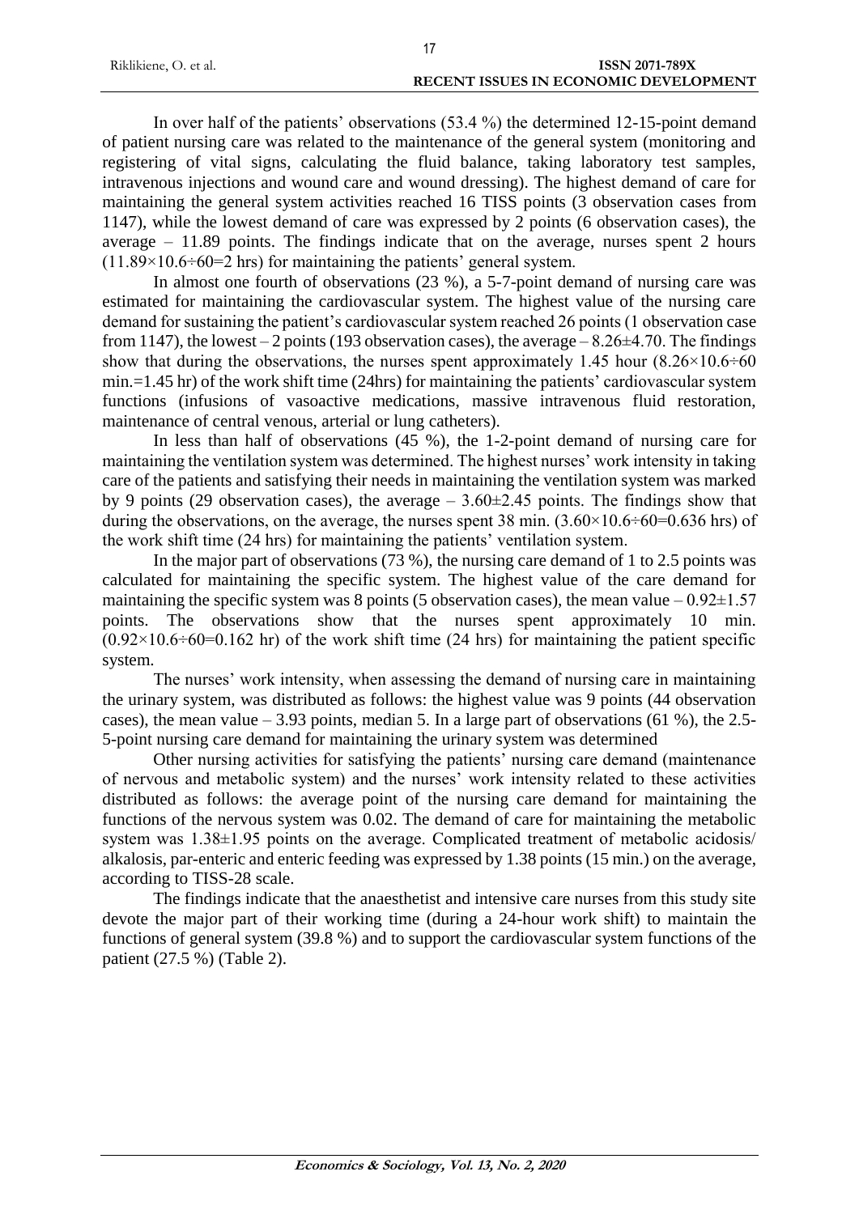In over half of the patients' observations (53.4 %) the determined 12-15-point demand of patient nursing care was related to the maintenance of the general system (monitoring and registering of vital signs, calculating the fluid balance, taking laboratory test samples, intravenous injections and wound care and wound dressing). The highest demand of care for maintaining the general system activities reached 16 TISS points (3 observation cases from 1147), while the lowest demand of care was expressed by 2 points (6 observation cases), the average – 11.89 points. The findings indicate that on the average, nurses spent 2 hours ($11.89 \times 10.6 \div 60 = 2$ hrs) for maintaining the patients' general system.

In almost one fourth of observations (23 %), a 5-7-point demand of nursing care was estimated for maintaining the cardiovascular system. The highest value of the nursing care demand for sustaining the patient's cardiovascular system reached 26 points (1 observation case from 1147), the lowest – 2 points (193 observation cases), the average – $8.26 \pm 4.70$. The findings show that during the observations, the nurses spent approximately 1.45 hour ($8.26 \times 10.6 \div 60$ min.=1.45 hr) of the work shift time (24hrs) for maintaining the patients' cardiovascular system functions (infusions of vasoactive medications, massive intravenous fluid restoration, maintenance of central venous, arterial or lung catheters).

In less than half of observations (45 %), the 1-2-point demand of nursing care for maintaining the ventilation system was determined. The highest nurses' work intensity in taking care of the patients and satisfying their needs in maintaining the ventilation system was marked by 9 points (29 observation cases), the average – $3.60 \pm 2.45$ points. The findings show that during the observations, on the average, the nurses spent 38 min. ($3.60 \times 10.6 \div 60 = 0.636$ hrs) of the work shift time (24 hrs) for maintaining the patients' ventilation system.

In the major part of observations (73 %), the nursing care demand of 1 to 2.5 points was calculated for maintaining the specific system. The highest value of the care demand for maintaining the specific system was 8 points (5 observation cases), the mean value – $0.92 \pm 1.57$ points. The observations show that the nurses spent approximately 10 min. ($0.92 \times 10.6 \div 60 = 0.162$ hr) of the work shift time (24 hrs) for maintaining the patient specific system.

The nurses' work intensity, when assessing the demand of nursing care in maintaining the urinary system, was distributed as follows: the highest value was 9 points (44 observation cases), the mean value – 3.93 points, median 5. In a large part of observations (61 %), the 2.5-5-point nursing care demand for maintaining the urinary system was determined

Other nursing activities for satisfying the patients' nursing care demand (maintenance of nervous and metabolic system) and the nurses' work intensity related to these activities distributed as follows: the average point of the nursing care demand for maintaining the functions of the nervous system was 0.02. The demand of care for maintaining the metabolic system was $1.38 \pm 1.95$ points on the average. Complicated treatment of metabolic acidosis/ alkalosis, par-enteric and enteric feeding was expressed by 1.38 points (15 min.) on the average, according to TISS-28 scale.

The findings indicate that the anaesthetist and intensive care nurses from this study site devote the major part of their working time (during a 24-hour work shift) to maintain the functions of general system (39.8 %) and to support the cardiovascular system functions of the patient (27.5 %) (Table 2).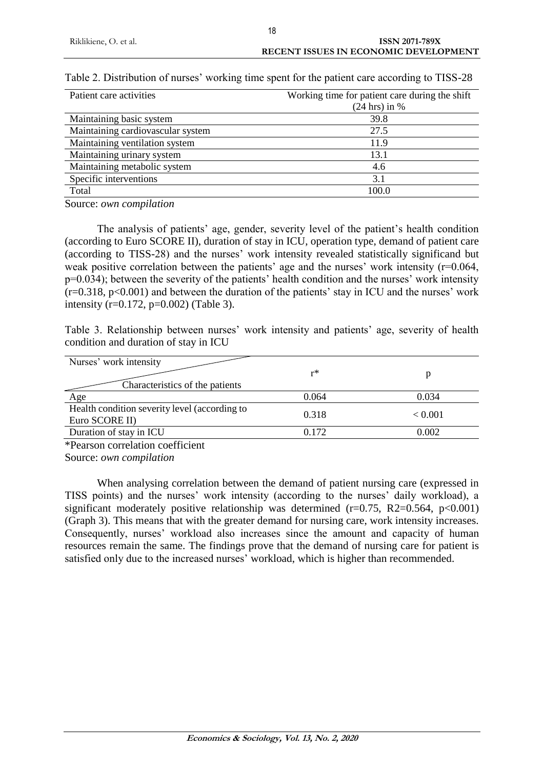Table 2. Distribution of nurses' working time spent for the patient care according to TISS-28

| Patient care activities | Working time for patient care during the shift (24 hrs) in % |
|---|---|
| Maintaining basic system | 39.8 |
| Maintaining cardiovascular system | 27.5 |
| Maintaining ventilation system | 11.9 |
| Maintaining urinary system | 13.1 |
| Maintaining metabolic system | 4.6 |
| Specific interventions | 3.1 |
| Total | 100.0 |

Source: *own compilation*

The analysis of patients' age, gender, severity level of the patient's health condition (according to Euro SCORE II), duration of stay in ICU, operation type, demand of patient care (according to TISS-28) and the nurses' work intensity revealed statistically significand but weak positive correlation between the patients' age and the nurses' work intensity ($r=0.064$, $p=0.034$); between the severity of the patients' health condition and the nurses' work intensity ($r=0.318$, $p<0.001$) and between the duration of the patients' stay in ICU and the nurses' work intensity ($r=0.172$, $p=0.002$) (Table 3).

Table 3. Relationship between nurses' work intensity and patients' age, severity of health condition and duration of stay in ICU

| Nurses' work intensity / Characteristics of the patients | r* | p |
|---|---|---|
| Age | 0.064 | 0.034 |
| Health condition severity level (according to Euro SCORE II) | 0.318 | < 0.001 |
| Duration of stay in ICU | 0.172 | 0.002 |

*Pearson correlation coefficient

Source: *own compilation*

When analysing correlation between the demand of patient nursing care (expressed in TISS points) and the nurses' work intensity (according to the nurses' daily workload), a significant moderately positive relationship was determined ($r=0.75$, $R2=0.564$, $p<0.001$) (Graph 3). This means that with the greater demand for nursing care, work intensity increases. Consequently, nurses' workload also increases since the amount and capacity of human resources remain the same. The findings prove that the demand of nursing care for patient is satisfied only due to the increased nurses' workload, which is higher than recommended.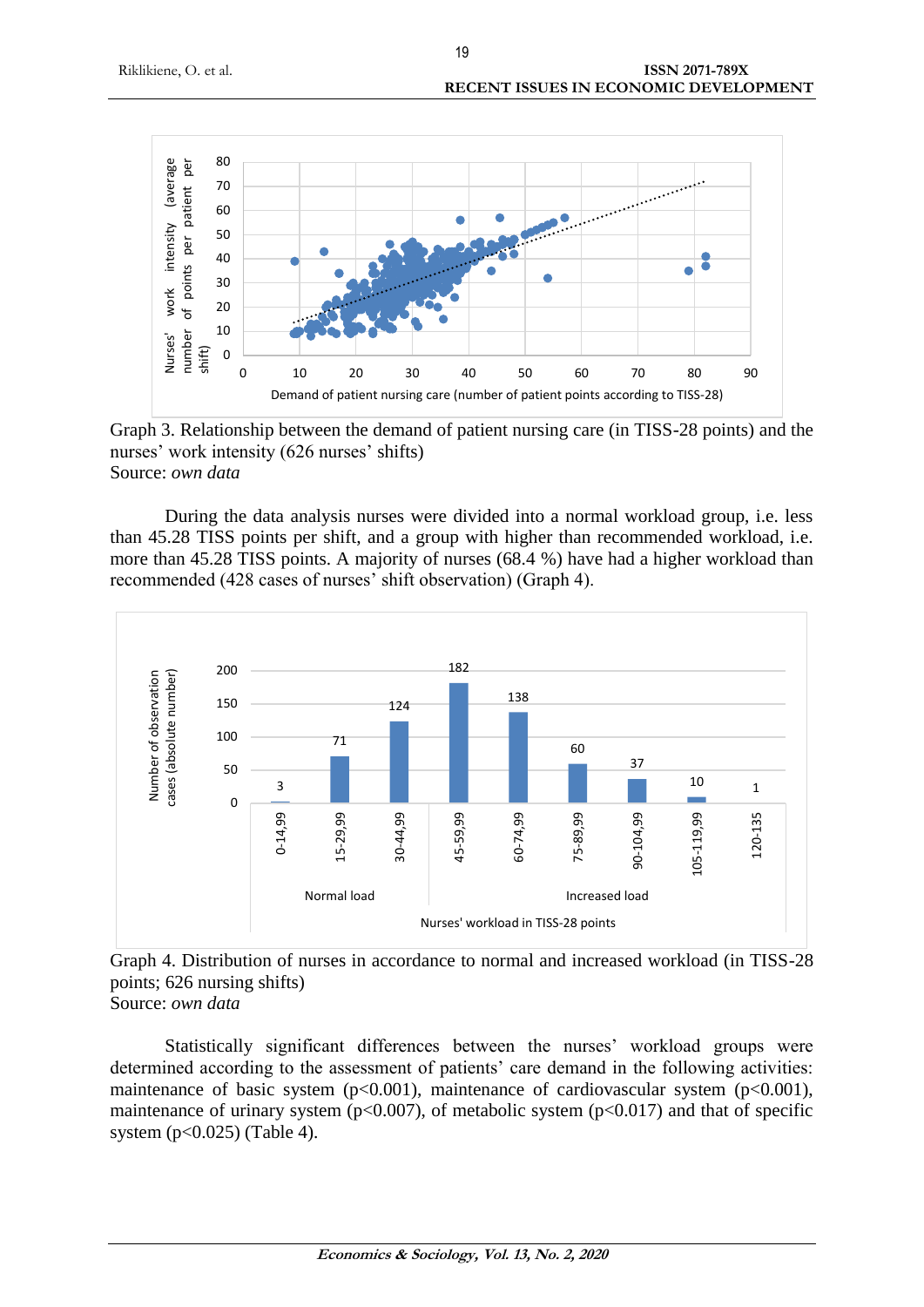Graph 3. Relationship between the demand of patient nursing care (in TISS-28 points) and the nurses' work intensity (626 nurses' shifts)
Source: *own data*

During the data analysis nurses were divided into a normal workload group, i.e. less than 45.28 TISS points per shift, and a group with higher than recommended workload, i.e. more than 45.28 TISS points. A majority of nurses (68.4 %) have had a higher workload than recommended (428 cases of nurses' shift observation) (Graph 4).

Graph 4. Distribution of nurses in accordance to normal and increased workload (in TISS-28 points; 626 nursing shifts)
Source: *own data*

Statistically significant differences between the nurses' workload groups were determined according to the assessment of patients' care demand in the following activities: maintenance of basic system ($p<0.001$), maintenance of cardiovascular system ($p<0.001$), maintenance of urinary system ($p<0.007$), of metabolic system ($p<0.017$) and that of specific system ($p<0.025$) (Table 4).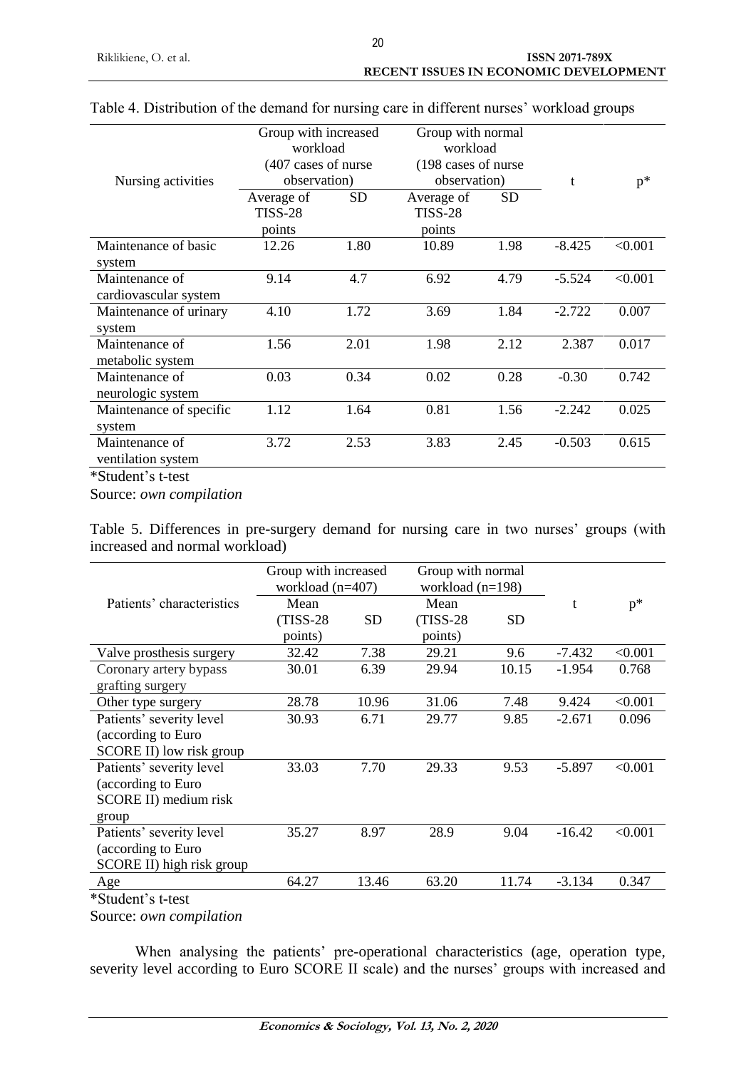Table 4. Distribution of the demand for nursing care in different nurses' workload groups

| Nursing activities | Group with increased workload (407 cases of nurse observation) | | Group with normal workload (198 cases of nurse observation) | | t | p* |
|---|---|---|---|---|---|---|
| | Average of TISS-28 points | SD | Average of TISS-28 points | SD | | |
| Maintenance of basic system | 12.26 | 1.80 | 10.89 | 1.98 | -8.425 | <0.001 |
| Maintenance of cardiovascular system | 9.14 | 4.7 | 6.92 | 4.79 | -5.524 | <0.001 |
| Maintenance of urinary system | 4.10 | 1.72 | 3.69 | 1.84 | -2.722 | 0.007 |
| Maintenance of metabolic system | 1.56 | 2.01 | 1.98 | 2.12 | 2.387 | 0.017 |
| Maintenance of neurologic system | 0.03 | 0.34 | 0.02 | 0.28 | -0.30 | 0.742 |
| Maintenance of specific system | 1.12 | 1.64 | 0.81 | 1.56 | -2.242 | 0.025 |
| Maintenance of ventilation system | 3.72 | 2.53 | 3.83 | 2.45 | -0.503 | 0.615 |

*Student's t-test

Source: *own compilation*

Table 5. Differences in pre-surgery demand for nursing care in two nurses' groups (with increased and normal workload)

| Patients' characteristics | Group with increased workload (n=407) | | Group with normal workload (n=198) | | t | p* |
|---|---|---|---|---|---|---|
| | Mean (TISS-28 points) | SD | Mean (TISS-28 points) | SD | | |
| Valve prosthesis surgery | 32.42 | 7.38 | 29.21 | 9.6 | -7.432 | <0.001 |
| Coronary artery bypass grafting surgery | 30.01 | 6.39 | 29.94 | 10.15 | -1.954 | 0.768 |
| Other type surgery | 28.78 | 10.96 | 31.06 | 7.48 | 9.424 | <0.001 |
| Patients' severity level (according to Euro SCORE II) low risk group | 30.93 | 6.71 | 29.77 | 9.85 | -2.671 | 0.096 |
| Patients' severity level (according to Euro SCORE II) medium risk group | 33.03 | 7.70 | 29.33 | 9.53 | -5.897 | <0.001 |
| Patients' severity level (according to Euro SCORE II) high risk group | 35.27 | 8.97 | 28.9 | 9.04 | -16.42 | <0.001 |
| Age | 64.27 | 13.46 | 63.20 | 11.74 | -3.134 | 0.347 |

*Student's t-test

Source: *own compilation*

When analysing the patients' pre-operational characteristics (age, operation type, severity level according to Euro SCORE II scale) and the nurses' groups with increased and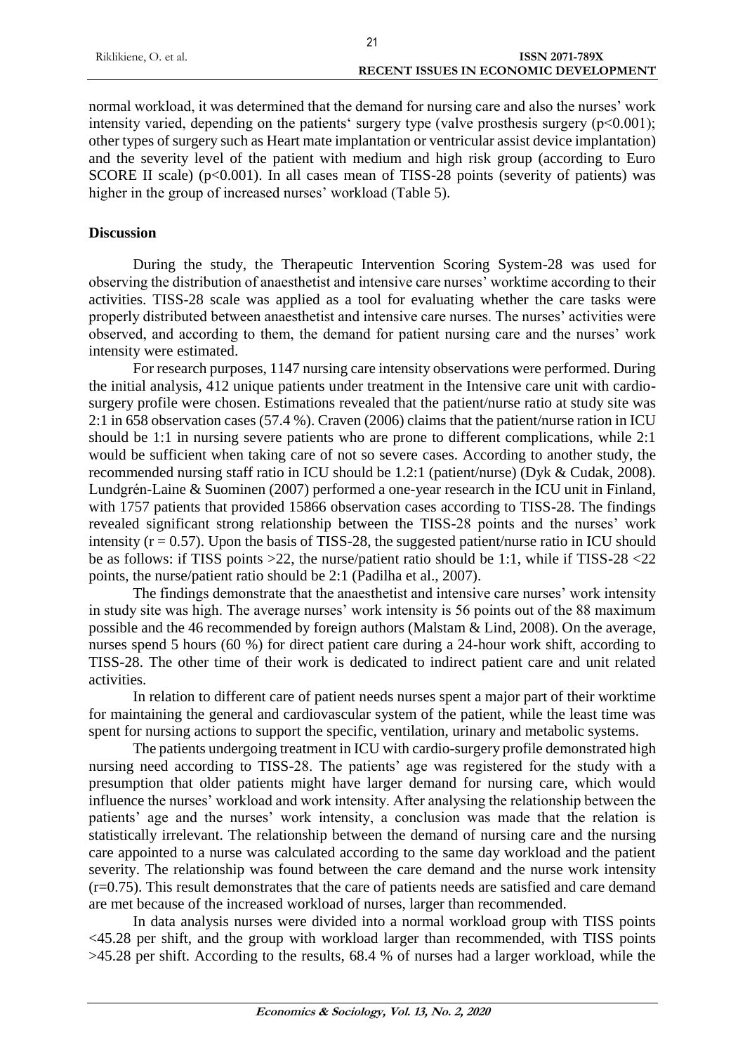normal workload, it was determined that the demand for nursing care and also the nurses' work intensity varied, depending on the patients' surgery type (valve prosthesis surgery ($p<0.001$); other types of surgery such as Heart mate implantation or ventricular assist device implantation) and the severity level of the patient with medium and high risk group (according to Euro SCORE II scale) ($p<0.001$). In all cases mean of TISS-28 points (severity of patients) was higher in the group of increased nurses' workload (Table 5).

## Discussion

During the study, the Therapeutic Intervention Scoring System-28 was used for observing the distribution of anaesthetist and intensive care nurses' worktime according to their activities. TISS-28 scale was applied as a tool for evaluating whether the care tasks were properly distributed between anaesthetist and intensive care nurses. The nurses' activities were observed, and according to them, the demand for patient nursing care and the nurses' work intensity were estimated.

For research purposes, 1147 nursing care intensity observations were performed. During the initial analysis, 412 unique patients under treatment in the Intensive care unit with cardio-surgery profile were chosen. Estimations revealed that the patient/nurse ratio at study site was 2:1 in 658 observation cases (57.4 %). Craven (2006) claims that the patient/nurse ration in ICU should be 1:1 in nursing severe patients who are prone to different complications, while 2:1 would be sufficient when taking care of not so severe cases. According to another study, the recommended nursing staff ratio in ICU should be 1.2:1 (patient/nurse) (Dyk & Cudak, 2008). Lundgrén-Laine & Suominen (2007) performed a one-year research in the ICU unit in Finland, with 1757 patients that provided 15866 observation cases according to TISS-28. The findings revealed significant strong relationship between the TISS-28 points and the nurses' work intensity ($r = 0.57$). Upon the basis of TISS-28, the suggested patient/nurse ratio in ICU should be as follows: if TISS points >22, the nurse/patient ratio should be 1:1, while if TISS-28 <22 points, the nurse/patient ratio should be 2:1 (Padilha et al., 2007).

The findings demonstrate that the anaesthetist and intensive care nurses' work intensity in study site was high. The average nurses' work intensity is 56 points out of the 88 maximum possible and the 46 recommended by foreign authors (Malstam & Lind, 2008). On the average, nurses spend 5 hours (60 %) for direct patient care during a 24-hour work shift, according to TISS-28. The other time of their work is dedicated to indirect patient care and unit related activities.

In relation to different care of patient needs nurses spent a major part of their worktime for maintaining the general and cardiovascular system of the patient, while the least time was spent for nursing actions to support the specific, ventilation, urinary and metabolic systems.

The patients undergoing treatment in ICU with cardio-surgery profile demonstrated high nursing need according to TISS-28. The patients' age was registered for the study with a presumption that older patients might have larger demand for nursing care, which would influence the nurses' workload and work intensity. After analysing the relationship between the patients' age and the nurses' work intensity, a conclusion was made that the relation is statistically irrelevant. The relationship between the demand of nursing care and the nursing care appointed to a nurse was calculated according to the same day workload and the patient severity. The relationship was found between the care demand and the nurse work intensity ($r=0.75$). This result demonstrates that the care of patients needs are satisfied and care demand are met because of the increased workload of nurses, larger than recommended.

In data analysis nurses were divided into a normal workload group with TISS points <45.28 per shift, and the group with workload larger than recommended, with TISS points >45.28 per shift. According to the results, 68.4 % of nurses had a larger workload, while the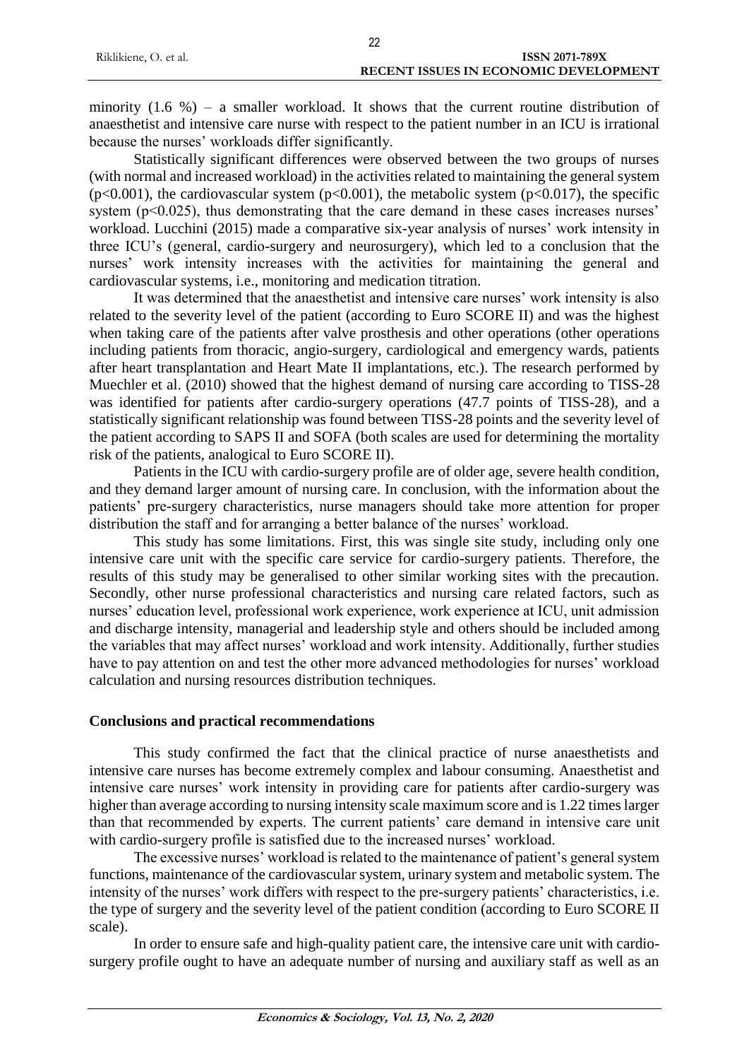minority (1.6 %) – a smaller workload. It shows that the current routine distribution of anaesthetist and intensive care nurse with respect to the patient number in an ICU is irrational because the nurses' workloads differ significantly.

Statistically significant differences were observed between the two groups of nurses (with normal and increased workload) in the activities related to maintaining the general system ($p<0.001$), the cardiovascular system ($p<0.001$), the metabolic system ($p<0.017$), the specific system ($p<0.025$), thus demonstrating that the care demand in these cases increases nurses' workload. Lucchini (2015) made a comparative six-year analysis of nurses' work intensity in three ICU's (general, cardio-surgery and neurosurgery), which led to a conclusion that the nurses' work intensity increases with the activities for maintaining the general and cardiovascular systems, i.e., monitoring and medication titration.

It was determined that the anaesthetist and intensive care nurses' work intensity is also related to the severity level of the patient (according to Euro SCORE II) and was the highest when taking care of the patients after valve prosthesis and other operations (other operations including patients from thoracic, angio-surgery, cardiological and emergency wards, patients after heart transplantation and Heart Mate II implantations, etc.). The research performed by Muechler et al. (2010) showed that the highest demand of nursing care according to TISS-28 was identified for patients after cardio-surgery operations (47.7 points of TISS-28), and a statistically significant relationship was found between TISS-28 points and the severity level of the patient according to SAPS II and SOFA (both scales are used for determining the mortality risk of the patients, analogical to Euro SCORE II).

Patients in the ICU with cardio-surgery profile are of older age, severe health condition, and they demand larger amount of nursing care. In conclusion, with the information about the patients' pre-surgery characteristics, nurse managers should take more attention for proper distribution the staff and for arranging a better balance of the nurses' workload.

This study has some limitations. First, this was single site study, including only one intensive care unit with the specific care service for cardio-surgery patients. Therefore, the results of this study may be generalised to other similar working sites with the precaution. Secondly, other nurse professional characteristics and nursing care related factors, such as nurses' education level, professional work experience, work experience at ICU, unit admission and discharge intensity, managerial and leadership style and others should be included among the variables that may affect nurses' workload and work intensity. Additionally, further studies have to pay attention on and test the other more advanced methodologies for nurses' workload calculation and nursing resources distribution techniques.

## Conclusions and practical recommendations

This study confirmed the fact that the clinical practice of nurse anaesthetists and intensive care nurses has become extremely complex and labour consuming. Anaesthetist and intensive care nurses' work intensity in providing care for patients after cardio-surgery was higher than average according to nursing intensity scale maximum score and is 1.22 times larger than that recommended by experts. The current patients' care demand in intensive care unit with cardio-surgery profile is satisfied due to the increased nurses' workload.

The excessive nurses' workload is related to the maintenance of patient's general system functions, maintenance of the cardiovascular system, urinary system and metabolic system. The intensity of the nurses' work differs with respect to the pre-surgery patients' characteristics, i.e. the type of surgery and the severity level of the patient condition (according to Euro SCORE II scale).

In order to ensure safe and high-quality patient care, the intensive care unit with cardio-surgery profile ought to have an adequate number of nursing and auxiliary staff as well as an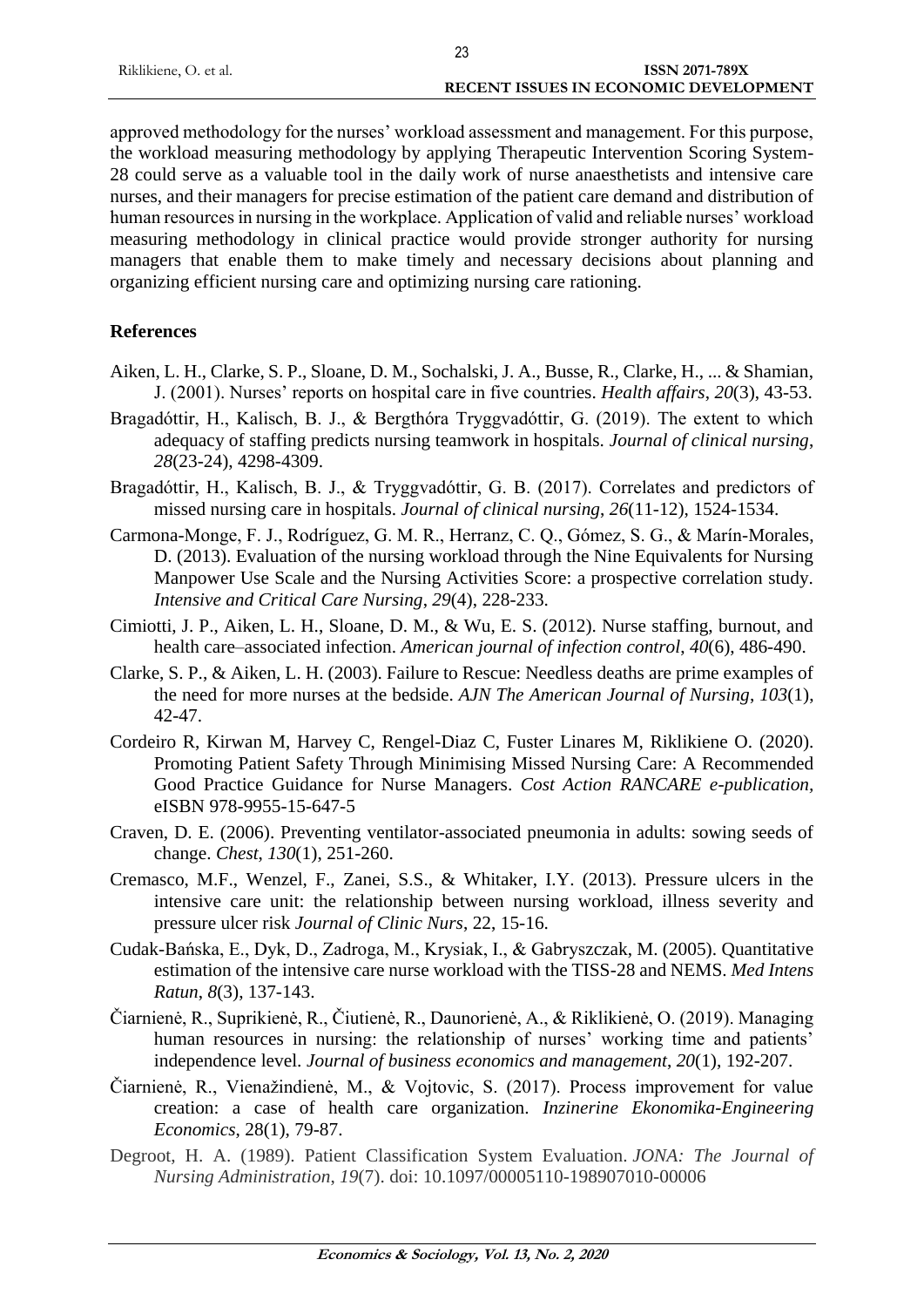approved methodology for the nurses' workload assessment and management. For this purpose, the workload measuring methodology by applying Therapeutic Intervention Scoring System-28 could serve as a valuable tool in the daily work of nurse anaesthetists and intensive care nurses, and their managers for precise estimation of the patient care demand and distribution of human resources in nursing in the workplace. Application of valid and reliable nurses' workload measuring methodology in clinical practice would provide stronger authority for nursing managers that enable them to make timely and necessary decisions about planning and organizing efficient nursing care and optimizing nursing care rationing.

## References

Aiken, L. H., Clarke, S. P., Sloane, D. M., Sochalski, J. A., Busse, R., Clarke, H., ... & Shamian, J. (2001). Nurses' reports on hospital care in five countries. *Health affairs*, *20*(3), 43-53.

Bragadóttir, H., Kalisch, B. J., & Bergthóra Tryggvadóttir, G. (2019). The extent to which adequacy of staffing predicts nursing teamwork in hospitals. *Journal of clinical nursing*, *28*(23-24), 4298-4309.

Bragadóttir, H., Kalisch, B. J., & Tryggvadóttir, G. B. (2017). Correlates and predictors of missed nursing care in hospitals. *Journal of clinical nursing*, *26*(11-12), 1524-1534.

Carmona-Monge, F. J., Rodríguez, G. M. R., Herranz, C. Q., Gómez, S. G., & Marín-Morales, D. (2013). Evaluation of the nursing workload through the Nine Equivalents for Nursing Manpower Use Scale and the Nursing Activities Score: a prospective correlation study. *Intensive and Critical Care Nursing*, *29*(4), 228-233.

Cimiotti, J. P., Aiken, L. H., Sloane, D. M., & Wu, E. S. (2012). Nurse staffing, burnout, and health care–associated infection. *American journal of infection control*, *40*(6), 486-490.

Clarke, S. P., & Aiken, L. H. (2003). Failure to Rescue: Needless deaths are prime examples of the need for more nurses at the bedside. *AJN The American Journal of Nursing*, *103*(1), 42-47.

Cordeiro R, Kirwan M, Harvey C, Rengel-Diaz C, Fuster Linares M, Riklikiene O. (2020). Promoting Patient Safety Through Minimising Missed Nursing Care: A Recommended Good Practice Guidance for Nurse Managers. *Cost Action RANCARE e-publication,* eISBN 978-9955-15-647-5

Craven, D. E. (2006). Preventing ventilator-associated pneumonia in adults: sowing seeds of change. *Chest*, *130*(1), 251-260.

Cremasco, M.F., Wenzel, F., Zanei, S.S., & Whitaker, I.Y. (2013). Pressure ulcers in the intensive care unit: the relationship between nursing workload, illness severity and pressure ulcer risk *Journal of Clinic Nurs*, 22, 15-16.

Cudak-Bańska, E., Dyk, D., Zadroga, M., Krysiak, I., & Gabryszczak, M. (2005). Quantitative estimation of the intensive care nurse workload with the TISS-28 and NEMS. *Med Intens Ratun*, *8*(3), 137-143.

Čiarnienė, R., Suprikienė, R., Čiutienė, R., Daunorienė, A., & Riklikienė, O. (2019). Managing human resources in nursing: the relationship of nurses' working time and patients' independence level. *Journal of business economics and management*, *20*(1), 192-207.

Čiarnienė, R., Vienažindienė, M., & Vojtovic, S. (2017). Process improvement for value creation: a case of health care organization. *Inzinerine Ekonomika-Engineering Economics*, 28(1), 79-87.

Degroot, H. A. (1989). Patient Classification System Evaluation. *JONA: The Journal of Nursing Administration*, *19*(7). doi: 10.1097/00005110-198907010-00006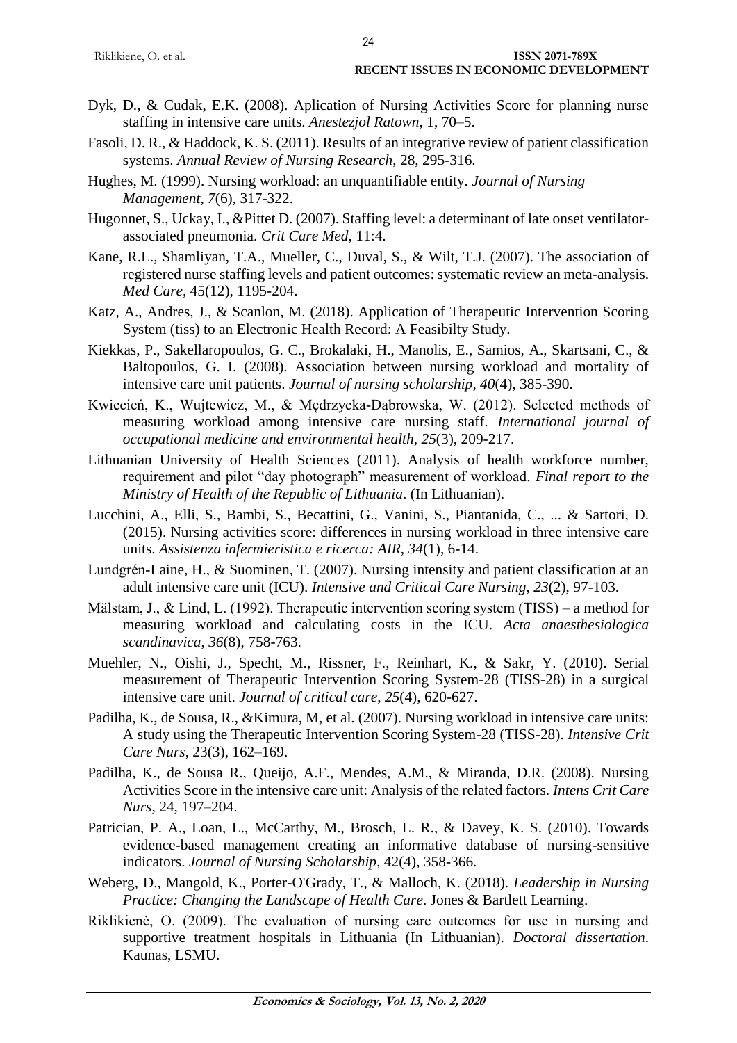Dyk, D., & Cudak, E.K. (2008). Aplication of Nursing Activities Score for planning nurse staffing in intensive care units. *Anestezjol Ratown*, 1, 70–5.

Fasoli, D. R., & Haddock, K. S. (2011). Results of an integrative review of patient classification systems. *Annual Review of Nursing Research*, 28, 295-316.

Hughes, M. (1999). Nursing workload: an unquantifiable entity. *Journal of Nursing Management*, *7*(6), 317-322.

Hugonnet, S., Uckay, I., &Pittet D. (2007). Staffing level: a determinant of late onset ventilator-associated pneumonia. *Crit Care Med*, 11:4.

Kane, R.L., Shamliyan, T.A., Mueller, C., Duval, S., & Wilt, T.J. (2007). The association of registered nurse staffing levels and patient outcomes: systematic review an meta-analysis. *Med Care*, 45(12), 1195-204.

Katz, A., Andres, J., & Scanlon, M. (2018). Application of Therapeutic Intervention Scoring System (tiss) to an Electronic Health Record: A Feasibilty Study.

Kiekkas, P., Sakellaropoulos, G. C., Brokalaki, H., Manolis, E., Samios, A., Skartsani, C., & Baltopoulos, G. I. (2008). Association between nursing workload and mortality of intensive care unit patients. *Journal of nursing scholarship*, *40*(4), 385-390.

Kwiecień, K., Wujtewicz, M., & Mędrzycka-Dąbrowska, W. (2012). Selected methods of measuring workload among intensive care nursing staff. *International journal of occupational medicine and environmental health*, *25*(3), 209-217.

Lithuanian University of Health Sciences (2011). Analysis of health workforce number, requirement and pilot "day photograph" measurement of workload. *Final report to the Ministry of Health of the Republic of Lithuania*. (In Lithuanian).

Lucchini, A., Elli, S., Bambi, S., Becattini, G., Vanini, S., Piantanida, C., ... & Sartori, D. (2015). Nursing activities score: differences in nursing workload in three intensive care units. *Assistenza infermieristica e ricerca: AIR*, *34*(1), 6-14.

Lundgrén-Laine, H., & Suominen, T. (2007). Nursing intensity and patient classification at an adult intensive care unit (ICU). *Intensive and Critical Care Nursing*, *23*(2), 97-103.

Mälstam, J., & Lind, L. (1992). Therapeutic intervention scoring system (TISS) – a method for measuring workload and calculating costs in the ICU. *Acta anaesthesiologica scandinavica*, *36*(8), 758-763.

Muehler, N., Oishi, J., Specht, M., Rissner, F., Reinhart, K., & Sakr, Y. (2010). Serial measurement of Therapeutic Intervention Scoring System-28 (TISS-28) in a surgical intensive care unit. *Journal of critical care*, *25*(4), 620-627.

Padilha, K., de Sousa, R., &Kimura, M, et al. (2007). Nursing workload in intensive care units: A study using the Therapeutic Intervention Scoring System-28 (TISS-28). *Intensive Crit Care Nurs*, 23(3), 162–169.

Padilha, K., de Sousa R., Queijo, A.F., Mendes, A.M., & Miranda, D.R. (2008). Nursing Activities Score in the intensive care unit: Analysis of the related factors. *Intens Crit Care Nurs*, 24, 197–204.

Patrician, P. A., Loan, L., McCarthy, M., Brosch, L. R., & Davey, K. S. (2010). Towards evidence-based management creating an informative database of nursing-sensitive indicators. *Journal of Nursing Scholarship*, 42(4), 358-366.

Weberg, D., Mangold, K., Porter-O'Grady, T., & Malloch, K. (2018). *Leadership in Nursing Practice: Changing the Landscape of Health Care*. Jones & Bartlett Learning.

Riklikienė, O. (2009). The evaluation of nursing care outcomes for use in nursing and supportive treatment hospitals in Lithuania (In Lithuanian). *Doctoral dissertation*. Kaunas, LSMU.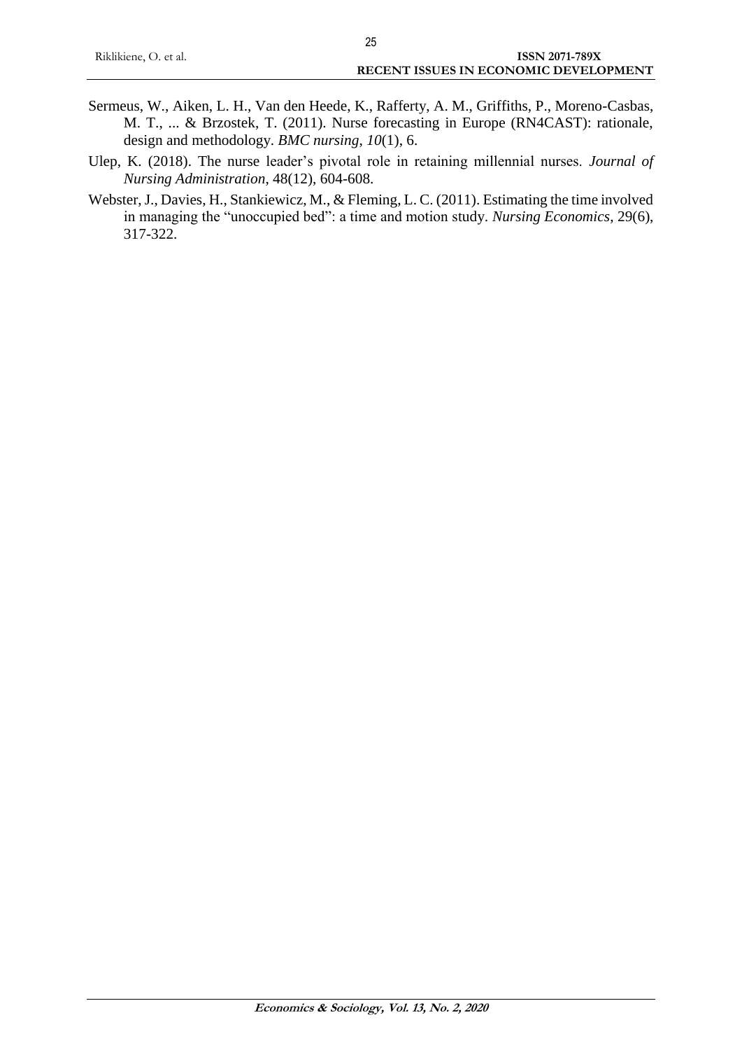Sermeus, W., Aiken, L. H., Van den Heede, K., Rafferty, A. M., Griffiths, P., Moreno-Casbas, M. T., ... & Brzostek, T. (2011). Nurse forecasting in Europe (RN4CAST): rationale, design and methodology. *BMC nursing*, *10*(1), 6.

Ulep, K. (2018). The nurse leader's pivotal role in retaining millennial nurses. *Journal of Nursing Administration*, 48(12), 604-608.

Webster, J., Davies, H., Stankiewicz, M., & Fleming, L. C. (2011). Estimating the time involved in managing the "unoccupied bed": a time and motion study. *Nursing Economics*, 29(6), 317-322.